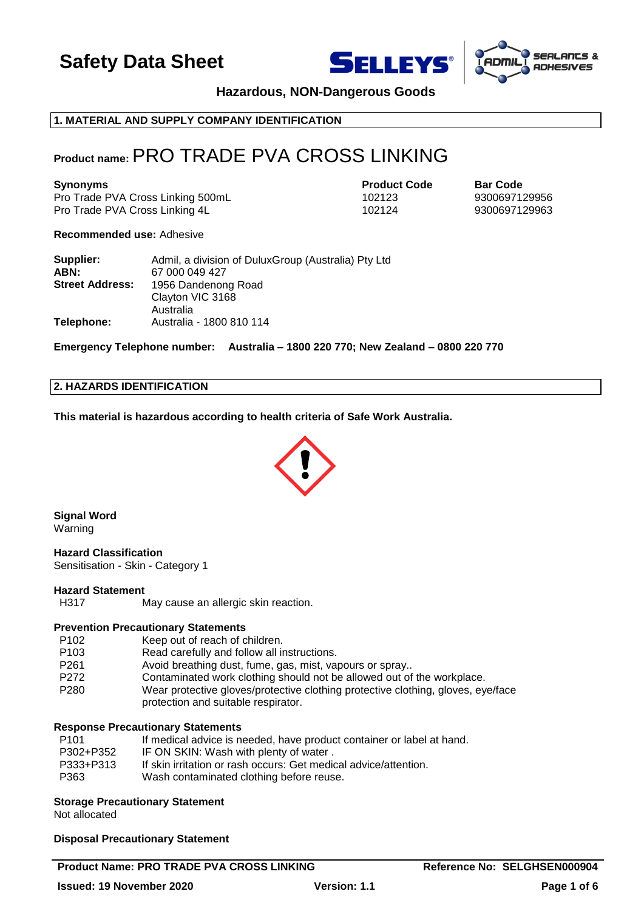# Safety Data Sheet

**Hazardous, NON-Dangerous Goods**

## 1. MATERIAL AND SUPPLY COMPANY IDENTIFICATION

**Product name:** PRO TRADE PVA CROSS LINKING

| **Synonyms** | **Product Code** | **Bar Code** |
|---|---|---|
| Pro Trade PVA Cross Linking 500mL | 102123 | 9300697129956 |
| Pro Trade PVA Cross Linking 4L | 102124 | 9300697129963 |

**Recommended use:** Adhesive

**Supplier:** Admil, a division of DuluxGroup (Australia) Pty Ltd
**ABN:** 67 000 049 427
**Street Address:** 1956 Dandenong Road
Clayton VIC 3168
Australia
**Telephone:** Australia - 1800 810 114

**Emergency Telephone number: Australia – 1800 220 770; New Zealand – 0800 220 770**

## 2. HAZARDS IDENTIFICATION

**This material is hazardous according to health criteria of Safe Work Australia.**

**Signal Word**
Warning

**Hazard Classification**
Sensitisation - Skin - Category 1

**Hazard Statement**

| | |
|---|---|
| H317 | May cause an allergic skin reaction. |

**Prevention Precautionary Statements**

| | |
|---|---|
| P102 | Keep out of reach of children. |
| P103 | Read carefully and follow all instructions. |
| P261 | Avoid breathing dust, fume, gas, mist, vapours or spray.. |
| P272 | Contaminated work clothing should not be allowed out of the workplace. |
| P280 | Wear protective gloves/protective clothing protective clothing, gloves, eye/face protection and suitable respirator. |

**Response Precautionary Statements**

| | |
|---|---|
| P101 | If medical advice is needed, have product container or label at hand. |
| P302+P352 | IF ON SKIN: Wash with plenty of water . |
| P333+P313 | If skin irritation or rash occurs: Get medical advice/attention. |
| P363 | Wash contaminated clothing before reuse. |

**Storage Precautionary Statement**
Not allocated

**Disposal Precautionary Statement**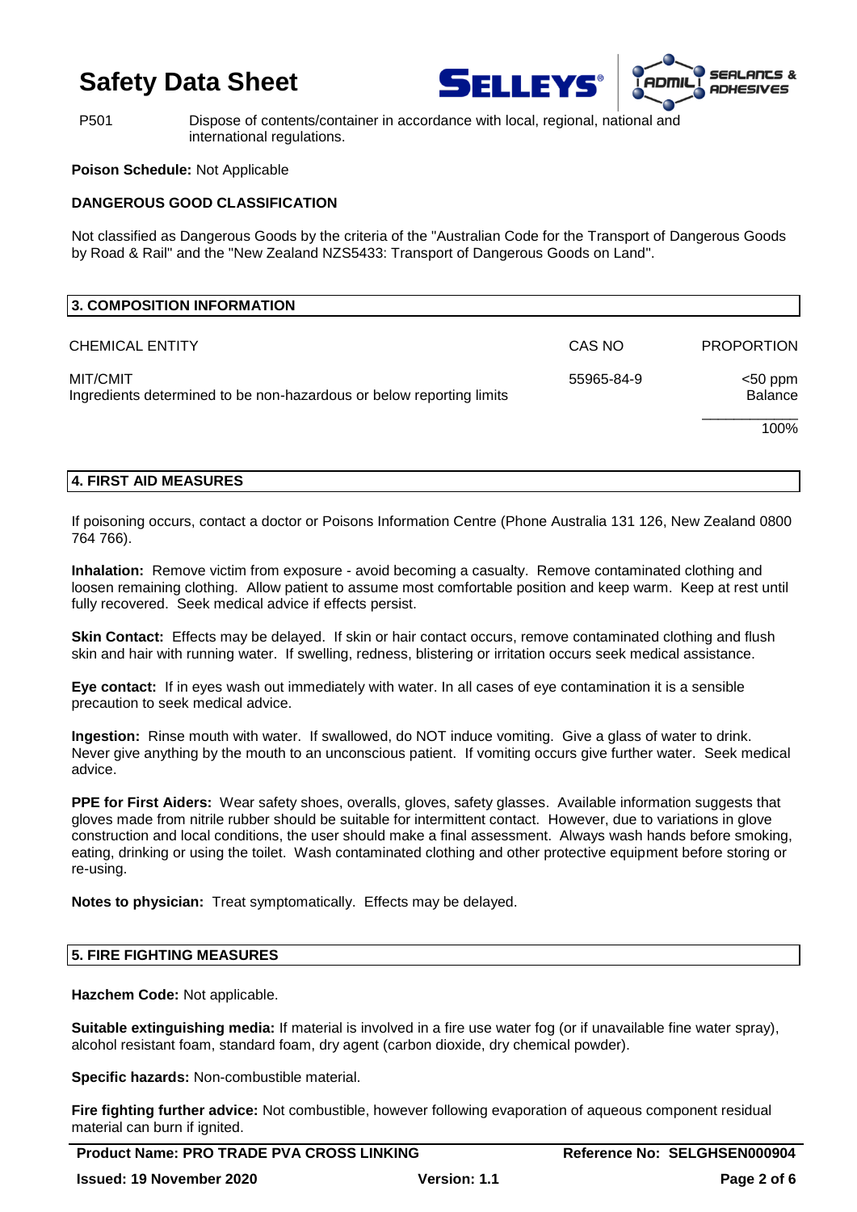P501 Dispose of contents/container in accordance with local, regional, national and international regulations.

**Poison Schedule:** Not Applicable

**DANGEROUS GOOD CLASSIFICATION**

Not classified as Dangerous Goods by the criteria of the "Australian Code for the Transport of Dangerous Goods by Road & Rail" and the "New Zealand NZS5433: Transport of Dangerous Goods on Land".

## 3. COMPOSITION INFORMATION

| CHEMICAL ENTITY | CAS NO | PROPORTION |
|---|---|---|
| MIT/CMIT | 55965-84-9 | <50 ppm |
| Ingredients determined to be non-hazardous or below reporting limits | | Balance |
| | | 100% |

## 4. FIRST AID MEASURES

If poisoning occurs, contact a doctor or Poisons Information Centre (Phone Australia 131 126, New Zealand 0800 764 766).

**Inhalation:** Remove victim from exposure - avoid becoming a casualty. Remove contaminated clothing and loosen remaining clothing. Allow patient to assume most comfortable position and keep warm. Keep at rest until fully recovered. Seek medical advice if effects persist.

**Skin Contact:** Effects may be delayed. If skin or hair contact occurs, remove contaminated clothing and flush skin and hair with running water. If swelling, redness, blistering or irritation occurs seek medical assistance.

**Eye contact:** If in eyes wash out immediately with water. In all cases of eye contamination it is a sensible precaution to seek medical advice.

**Ingestion:** Rinse mouth with water. If swallowed, do NOT induce vomiting. Give a glass of water to drink. Never give anything by the mouth to an unconscious patient. If vomiting occurs give further water. Seek medical advice.

**PPE for First Aiders:** Wear safety shoes, overalls, gloves, safety glasses. Available information suggests that gloves made from nitrile rubber should be suitable for intermittent contact. However, due to variations in glove construction and local conditions, the user should make a final assessment. Always wash hands before smoking, eating, drinking or using the toilet. Wash contaminated clothing and other protective equipment before storing or re-using.

**Notes to physician:** Treat symptomatically. Effects may be delayed.

## 5. FIRE FIGHTING MEASURES

**Hazchem Code:** Not applicable.

**Suitable extinguishing media:** If material is involved in a fire use water fog (or if unavailable fine water spray), alcohol resistant foam, standard foam, dry agent (carbon dioxide, dry chemical powder).

**Specific hazards:** Non-combustible material.

**Fire fighting further advice:** Not combustible, however following evaporation of aqueous component residual material can burn if ignited.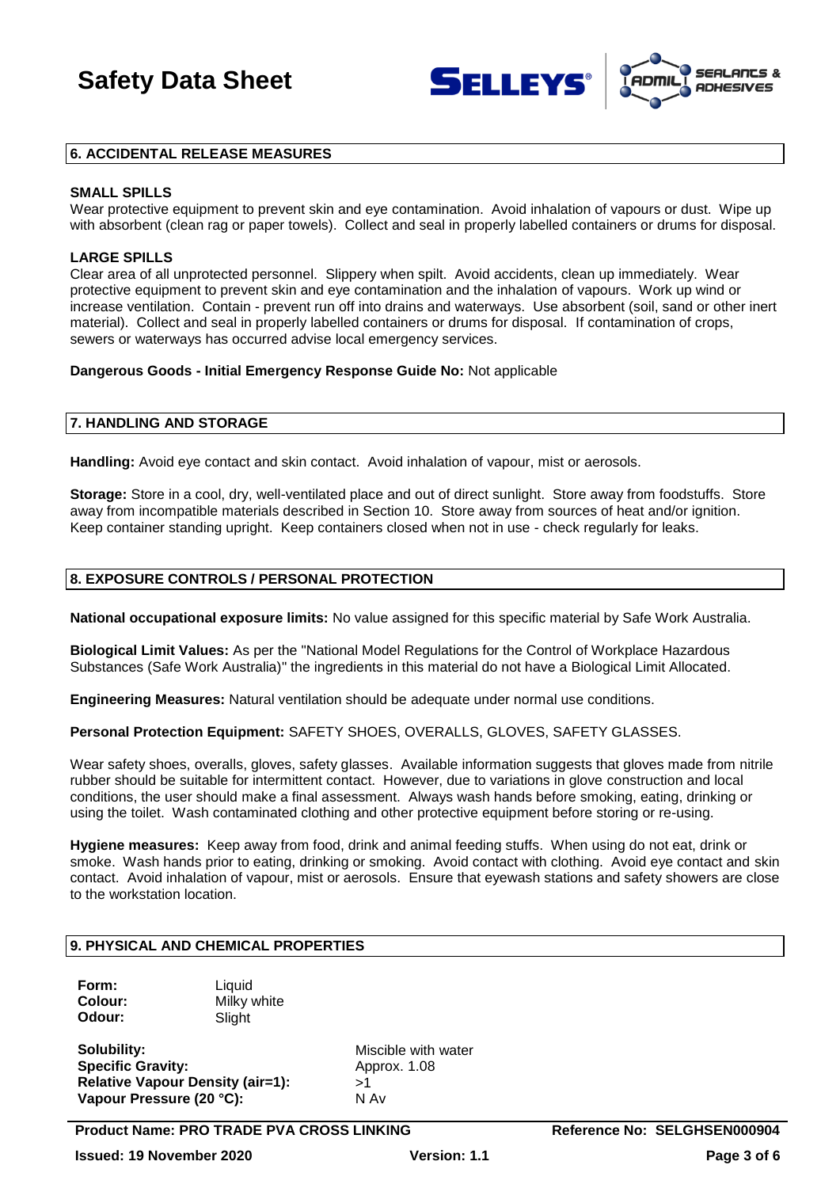## 6. ACCIDENTAL RELEASE MEASURES

**SMALL SPILLS**

Wear protective equipment to prevent skin and eye contamination. Avoid inhalation of vapours or dust. Wipe up with absorbent (clean rag or paper towels). Collect and seal in properly labelled containers or drums for disposal.

**LARGE SPILLS**

Clear area of all unprotected personnel. Slippery when spilt. Avoid accidents, clean up immediately. Wear protective equipment to prevent skin and eye contamination and the inhalation of vapours. Work up wind or increase ventilation. Contain - prevent run off into drains and waterways. Use absorbent (soil, sand or other inert material). Collect and seal in properly labelled containers or drums for disposal. If contamination of crops, sewers or waterways has occurred advise local emergency services.

**Dangerous Goods - Initial Emergency Response Guide No:** Not applicable

## 7. HANDLING AND STORAGE

**Handling:** Avoid eye contact and skin contact. Avoid inhalation of vapour, mist or aerosols.

**Storage:** Store in a cool, dry, well-ventilated place and out of direct sunlight. Store away from foodstuffs. Store away from incompatible materials described in Section 10. Store away from sources of heat and/or ignition. Keep container standing upright. Keep containers closed when not in use - check regularly for leaks.

## 8. EXPOSURE CONTROLS / PERSONAL PROTECTION

**National occupational exposure limits:** No value assigned for this specific material by Safe Work Australia.

**Biological Limit Values:** As per the "National Model Regulations for the Control of Workplace Hazardous Substances (Safe Work Australia)" the ingredients in this material do not have a Biological Limit Allocated.

**Engineering Measures:** Natural ventilation should be adequate under normal use conditions.

**Personal Protection Equipment:** SAFETY SHOES, OVERALLS, GLOVES, SAFETY GLASSES.

Wear safety shoes, overalls, gloves, safety glasses. Available information suggests that gloves made from nitrile rubber should be suitable for intermittent contact. However, due to variations in glove construction and local conditions, the user should make a final assessment. Always wash hands before smoking, eating, drinking or using the toilet. Wash contaminated clothing and other protective equipment before storing or re-using.

**Hygiene measures:** Keep away from food, drink and animal feeding stuffs. When using do not eat, drink or smoke. Wash hands prior to eating, drinking or smoking. Avoid contact with clothing. Avoid eye contact and skin contact. Avoid inhalation of vapour, mist or aerosols. Ensure that eyewash stations and safety showers are close to the workstation location.

## 9. PHYSICAL AND CHEMICAL PROPERTIES

**Form:** Liquid
**Colour:** Milky white
**Odour:** Slight

**Solubility:** Miscible with water
**Specific Gravity:** Approx. 1.08
**Relative Vapour Density (air=1):** >1
**Vapour Pressure (20 °C):** N Av

**Product Name: PRO TRADE PVA CROSS LINKING** | **Reference No: SELGHSEN000904**
**Issued: 19 November 2020** | **Version: 1.1**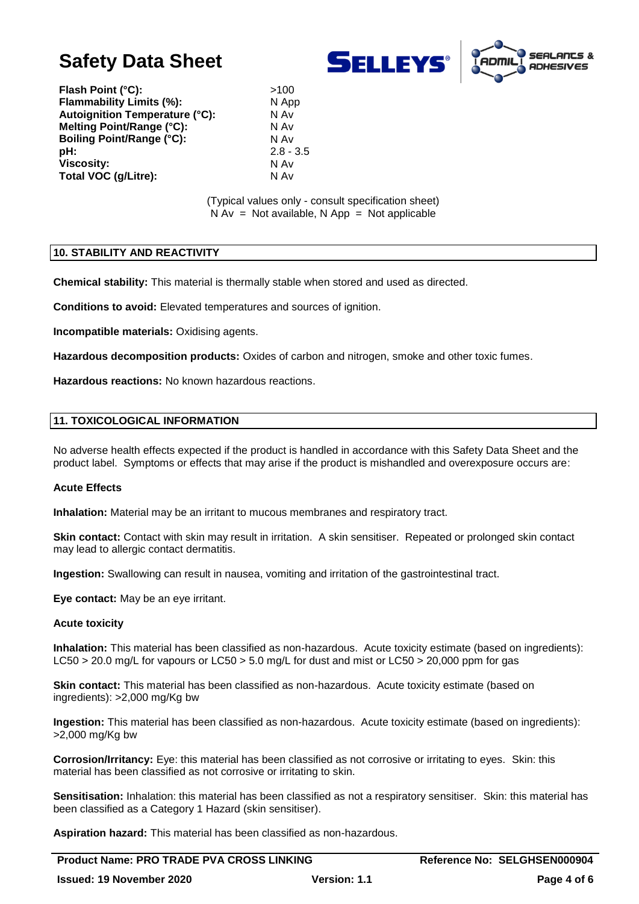| Property | Value |
|---|---|
| **Flash Point (°C):** | >100 |
| **Flammability Limits (%):** | N App |
| **Autoignition Temperature (°C):** | N Av |
| **Melting Point/Range (°C):** | N Av |
| **Boiling Point/Range (°C):** | N Av |
| **pH:** | 2.8 - 3.5 |
| **Viscosity:** | N Av |
| **Total VOC (g/Litre):** | N Av |

(Typical values only - consult specification sheet)
N Av = Not available, N App = Not applicable

## 10. STABILITY AND REACTIVITY

**Chemical stability:** This material is thermally stable when stored and used as directed.

**Conditions to avoid:** Elevated temperatures and sources of ignition.

**Incompatible materials:** Oxidising agents.

**Hazardous decomposition products:** Oxides of carbon and nitrogen, smoke and other toxic fumes.

**Hazardous reactions:** No known hazardous reactions.

## 11. TOXICOLOGICAL INFORMATION

No adverse health effects expected if the product is handled in accordance with this Safety Data Sheet and the product label. Symptoms or effects that may arise if the product is mishandled and overexposure occurs are:

### Acute Effects

**Inhalation:** Material may be an irritant to mucous membranes and respiratory tract.

**Skin contact:** Contact with skin may result in irritation. A skin sensitiser. Repeated or prolonged skin contact may lead to allergic contact dermatitis.

**Ingestion:** Swallowing can result in nausea, vomiting and irritation of the gastrointestinal tract.

**Eye contact:** May be an eye irritant.

### Acute toxicity

**Inhalation:** This material has been classified as non-hazardous. Acute toxicity estimate (based on ingredients): LC50 > 20.0 mg/L for vapours or LC50 > 5.0 mg/L for dust and mist or LC50 > 20,000 ppm for gas

**Skin contact:** This material has been classified as non-hazardous. Acute toxicity estimate (based on ingredients): >2,000 mg/Kg bw

**Ingestion:** This material has been classified as non-hazardous. Acute toxicity estimate (based on ingredients): >2,000 mg/Kg bw

**Corrosion/Irritancy:** Eye: this material has been classified as not corrosive or irritating to eyes. Skin: this material has been classified as not corrosive or irritating to skin.

**Sensitisation:** Inhalation: this material has been classified as not a respiratory sensitiser. Skin: this material has been classified as a Category 1 Hazard (skin sensitiser).

**Aspiration hazard:** This material has been classified as non-hazardous.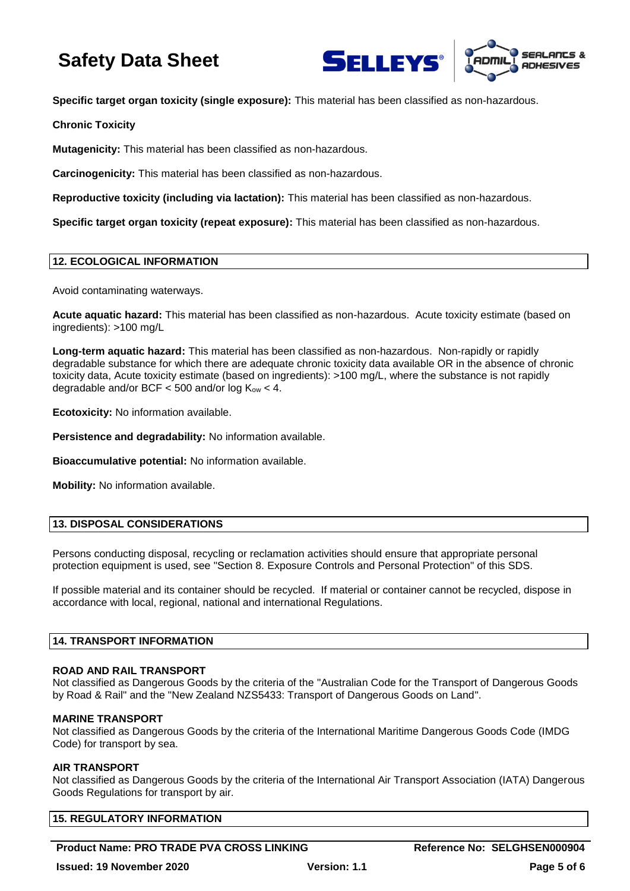**Specific target organ toxicity (single exposure):** This material has been classified as non-hazardous.

**Chronic Toxicity**

**Mutagenicity:** This material has been classified as non-hazardous.

**Carcinogenicity:** This material has been classified as non-hazardous.

**Reproductive toxicity (including via lactation):** This material has been classified as non-hazardous.

**Specific target organ toxicity (repeat exposure):** This material has been classified as non-hazardous.

## 12. ECOLOGICAL INFORMATION

Avoid contaminating waterways.

**Acute aquatic hazard:** This material has been classified as non-hazardous. Acute toxicity estimate (based on ingredients): >100 mg/L

**Long-term aquatic hazard:** This material has been classified as non-hazardous. Non-rapidly or rapidly degradable substance for which there are adequate chronic toxicity data available OR in the absence of chronic toxicity data, Acute toxicity estimate (based on ingredients): >100 mg/L, where the substance is not rapidly degradable and/or BCF < 500 and/or log $K_{ow}$ < 4.

**Ecotoxicity:** No information available.

**Persistence and degradability:** No information available.

**Bioaccumulative potential:** No information available.

**Mobility:** No information available.

## 13. DISPOSAL CONSIDERATIONS

Persons conducting disposal, recycling or reclamation activities should ensure that appropriate personal protection equipment is used, see "Section 8. Exposure Controls and Personal Protection" of this SDS.

If possible material and its container should be recycled. If material or container cannot be recycled, dispose in accordance with local, regional, national and international Regulations.

## 14. TRANSPORT INFORMATION

**ROAD AND RAIL TRANSPORT**
Not classified as Dangerous Goods by the criteria of the "Australian Code for the Transport of Dangerous Goods by Road & Rail" and the "New Zealand NZS5433: Transport of Dangerous Goods on Land".

**MARINE TRANSPORT**
Not classified as Dangerous Goods by the criteria of the International Maritime Dangerous Goods Code (IMDG Code) for transport by sea.

**AIR TRANSPORT**
Not classified as Dangerous Goods by the criteria of the International Air Transport Association (IATA) Dangerous Goods Regulations for transport by air.

## 15. REGULATORY INFORMATION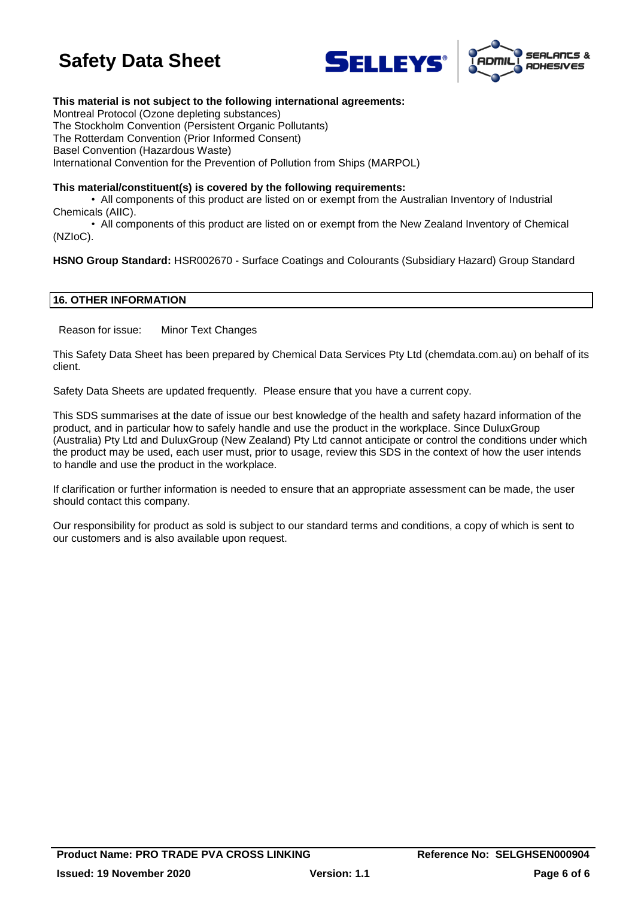**This material is not subject to the following international agreements:**

Montreal Protocol (Ozone depleting substances)
The Stockholm Convention (Persistent Organic Pollutants)
The Rotterdam Convention (Prior Informed Consent)
Basel Convention (Hazardous Waste)
International Convention for the Prevention of Pollution from Ships (MARPOL)

**This material/constituent(s) is covered by the following requirements:**

- All components of this product are listed on or exempt from the Australian Inventory of Industrial Chemicals (AIIC).
- All components of this product are listed on or exempt from the New Zealand Inventory of Chemical (NZIoC).

**HSNO Group Standard:** HSR002670 - Surface Coatings and Colourants (Subsidiary Hazard) Group Standard

## 16. OTHER INFORMATION

Reason for issue: Minor Text Changes

This Safety Data Sheet has been prepared by Chemical Data Services Pty Ltd (chemdata.com.au) on behalf of its client.

Safety Data Sheets are updated frequently. Please ensure that you have a current copy.

This SDS summarises at the date of issue our best knowledge of the health and safety hazard information of the product, and in particular how to safely handle and use the product in the workplace. Since DuluxGroup (Australia) Pty Ltd and DuluxGroup (New Zealand) Pty Ltd cannot anticipate or control the conditions under which the product may be used, each user must, prior to usage, review this SDS in the context of how the user intends to handle and use the product in the workplace.

If clarification or further information is needed to ensure that an appropriate assessment can be made, the user should contact this company.

Our responsibility for product as sold is subject to our standard terms and conditions, a copy of which is sent to our customers and is also available upon request.